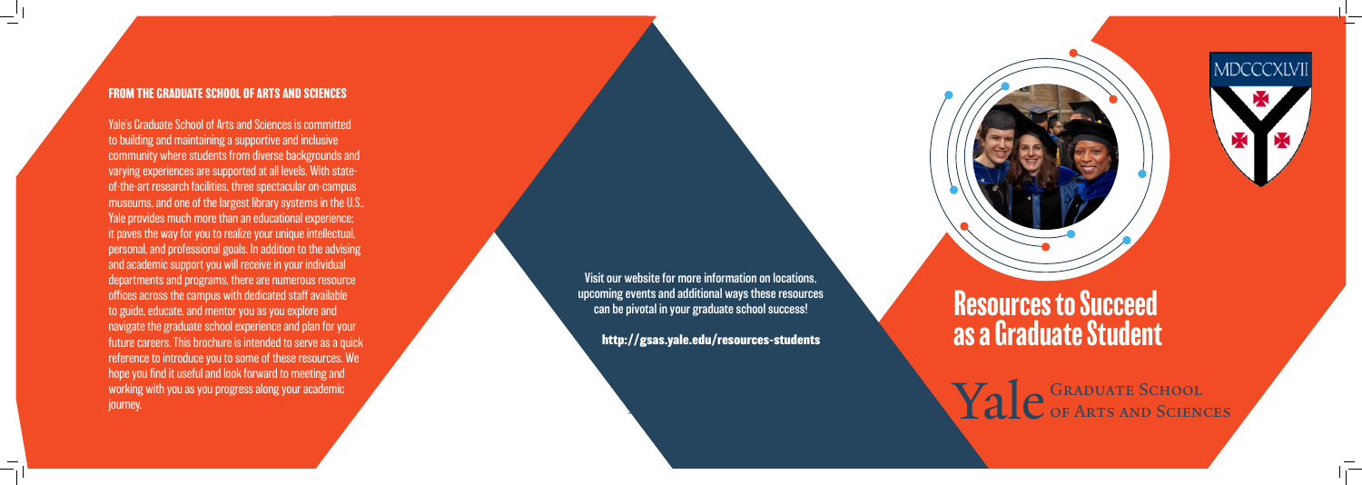### FROM THE GRADUATE SCHOOL OF ARTS AND SCIENCES

Yale's Graduate School of Arts and Sciences is committed to building and maintaining a supportive and inclusive community where students from diverse backgrounds and varying experiences are supported at all levels. With state-of-the-art research facilities, three spectacular on-campus museums, and one of the largest library systems in the U.S., Yale provides much more than an educational experience; it paves the way for you to realize your unique intellectual, personal, and professional goals. In addition to the advising and academic support you will receive in your individual departments and programs, there are numerous resource offices across the campus with dedicated staff available to guide, educate, and mentor you as you explore and navigate the graduate school experience and plan for your future careers. This brochure is intended to serve as a quick reference to introduce you to some of these resources. We hope you find it useful and look forward to meeting and working with you as you progress along your academic journey.

Visit our website for more information on locations, upcoming events and additional ways these resources can be pivotal in your graduate school success!

**http://gsas.yale.edu/resources-students**

MDCCCXLVII

# Resources to Succeed as a Graduate Student

Yale Graduate School of Arts and Sciences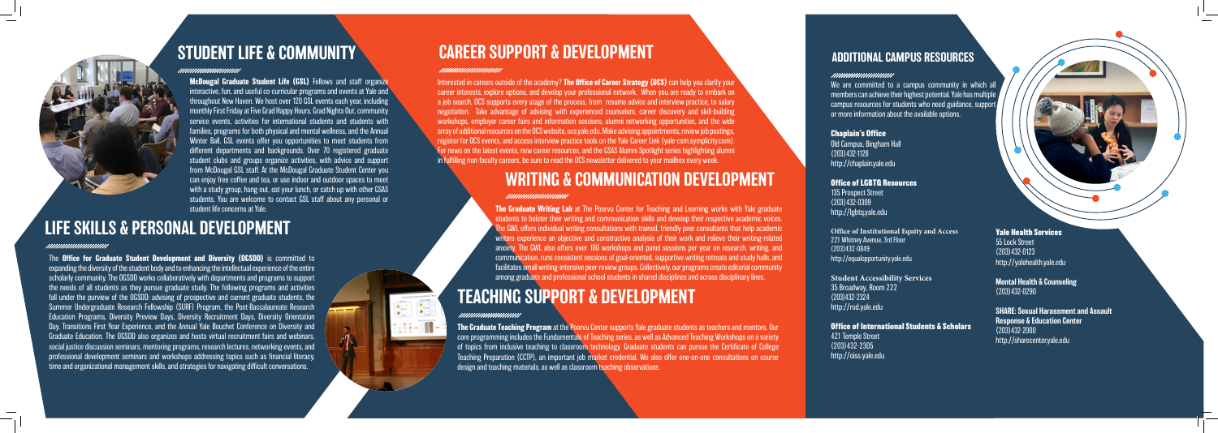## STUDENT LIFE & COMMUNITY

**McDougal Graduate Student Life (GSL)** Fellows and staff organize interactive, fun, and useful co-curricular programs and events at Yale and throughout New Haven. We host over 120 GSL events each year, including monthly First Friday at Five Grad Happy Hours, Grad Nights Out, community service events, activities for international students and students with families, programs for both physical and mental wellness, and the Annual Winter Ball. GSL events offer you opportunities to meet students from different departments and backgrounds. Over 70 registered graduate student clubs and groups organize activities, with advice and support from McDougal GSL staff. At the McDougal Graduate Student Center you can enjoy free coffee and tea, or use indoor and outdoor spaces to meet with a study group, hang out, eat your lunch, or catch up with other GSAS students. You are welcome to contact GSL staff about any personal or student life concerns at Yale.

## LIFE SKILLS & PERSONAL DEVELOPMENT

The **Office for Graduate Student Development and Diversity (OGSDD)** is committed to expanding the diversity of the student body and to enhancing the intellectual experience of the entire scholarly community. The OGSDD works collaboratively with departments and programs to support the needs of all students as they pursue graduate study. The following programs and activities fall under the purview of the OGSDD: advising of prospective and current graduate students, the Summer Undergraduate Research Fellowship (SURF) Program, the Post-Baccalaureate Research Education Programs, Diversity Preview Days, Diversity Recruitment Days, Diversity Orientation Day, Transitions First Year Experience, and the Annual Yale Bouchet Conference on Diversity and Graduate Education. The OGSDD also organizes and hosts virtual recruitment fairs and webinars, social justice discussion seminars, mentoring programs, research lectures, networking events, and professional development seminars and workshops addressing topics such as financial literacy, time and organizational management skills, and strategies for navigating difficult conversations.

## CAREER SUPPORT & DEVELOPMENT

Interested in careers outside of the academy? **The Office of Career Strategy (OCS)** can help you clarify your career interests, explore options, and develop your professional network. When you are ready to embark on a job search, OCS supports every stage of the process, from resume advice and interview practice, to salary negotiation. Take advantage of advising with experienced counselors, career discovery and skill-building workshops, employer career fairs and information sessions, alumni networking opportunities, and the wide array of additional resources on the OCS website, ocs.yale.edu. Make advising appointments, review job postings, register for OCS events, and access interview practice tools on the Yale Career Link (yale-csm.symplicity.com). For news on the latest events, new career resources, and the GSAS Alumni Spotlight series highlighting alumni in fulfilling non-faculty careers, be sure to read the OCS newsletter delivered to your mailbox every week.

## WRITING & COMMUNICATION DEVELOPMENT

**The Graduate Writing Lab** at The Poorvu Center for Teaching and Learning works with Yale graduate students to bolster their writing and communication skills and develop their respective academic voices. The GWL offers individual writing consultations with trained, friendly peer consultants that help academic writers experience an objective and constructive analysis of their work and relieve their writing-related anxiety. The GWL also offers over 100 workshops and panel sessions per year on research, writing, and communication, runs consistent sessions of goal-oriented, supportive writing retreats and study halls, and facilitates small writing-intensive peer-review groups. Collectively, our programs create editorial community among graduate and professional school students in shared disciplines and across disciplinary lines.

## TEACHING SUPPORT & DEVELOPMENT

**The Graduate Teaching Program** at the Poorvu Center supports Yale graduate students as teachers and mentors. Our core programming includes the Fundamentals of Teaching series, as well as Advanced Teaching Workshops on a variety of topics from inclusive teaching to classroom technology. Graduate students can pursue the Certificate of College Teaching Preparation (CCTP), an important job market credential. We also offer one-on-one consultations on course design and teaching materials, as well as classroom teaching observations.

## ADDITIONAL CAMPUS RESOURCES

We are committed to a campus community in which all members can achieve their highest potential. Yale has multiple campus resources for students who need guidance, support, or more information about the available options.

**Chaplain's Office**
Old Campus, Bingham Hall
(203) 432-1128
http://chaplain.yale.edu

**Office of LGBTQ Resources**
135 Prospect Street
(203) 432-0309
http://lgbtq.yale.edu

**Office of Institutional Equity and Access**
221 Whitney Avenue, 3rd Floor
(203) 432-0849
http://equalopportunity.yale.edu

**Student Accessibility Services**
35 Broadway, Room 222
(203) 432-2324
http://rod.yale.edu

**Office of International Students & Scholars**
421 Temple Street
(203) 432-2305
http://oiss.yale.edu

**Yale Health Services**
55 Lock Street
(203) 432-0123
http://yalehealth.yale.edu

**Mental Health & Counseling**
(203) 432-0290

**SHARE: Sexual Harassment and Assault Response & Education Center**
(203) 432-2000
http://sharecenter.yale.edu